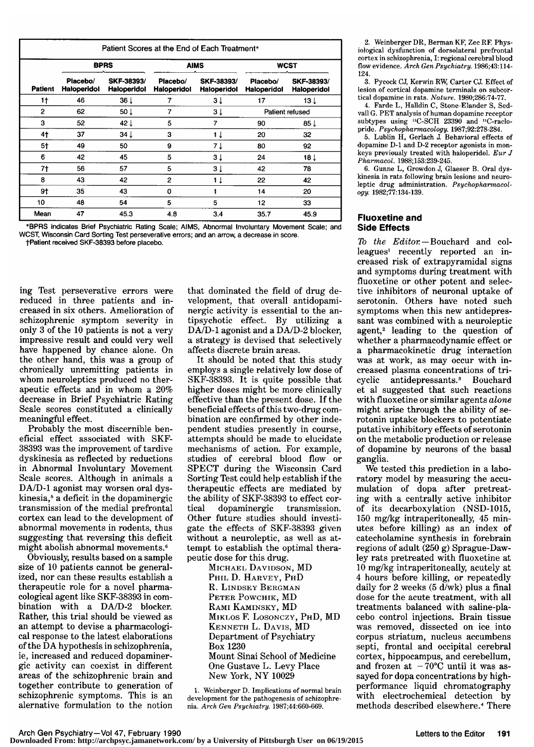| Patient Scores at the End of Each Treatment* | | | | | | |
|---|---|---|---|---|---|---|
| | BPRS | | AIMS | | WCST | |
| Patient | Placebo/ Haloperidol | SKF-38393/ Haloperidol | Placebo/ Haloperidol | SKF-38393/ Haloperidol | Placebo/ Haloperidol | SKF-38393/ Haloperidol |
| 1† | 46 | 36↓ | 7 | 3↓ | 17 | 13↓ |
| 2 | 62 | 50↓ | 7 | 3↓ | Patient refused | |
| 3 | 52 | 42↓ | 5 | 7 | 90 | 85↓ |
| 4† | 37 | 34↓ | 3 | 1↓ | 20 | 32 |
| 5† | 49 | 50 | 9 | 7↓ | 80 | 92 |
| 6 | 42 | 45 | 5 | 3↓ | 24 | 18↓ |
| 7† | 56 | 57 | 5 | 3↓ | 42 | 78 |
| 8 | 43 | 42 | 2 | 1↓ | 22 | 42 |
| 9† | 35 | 43 | 0 | 1 | 14 | 20 |
| 10 | 48 | 54 | 5 | 5 | 12 | 33 |
| Mean | 47 | 45.3 | 4.8 | 3.4 | 35.7 | 45.9 |

*BPRS indicates Brief Psychiatric Rating Scale; AIMS, Abnormal Involuntary Movement Scale; and WCST, Wisconsin Card Sorting Test perseverative errors; and an arrow, a decrease in score.
†Patient received SKF-38393 before placebo.

ing Test perseverative errors were reduced in three patients and increased in six others. Amelioration of schizophrenic symptom severity in only 3 of the 10 patients is not a very impressive result and could very well have happened by chance alone. On the other hand, this was a group of chronically unremitting patients in whom neuroleptics produced no therapeutic effects and in whom a 20% decrease in Brief Psychiatric Rating Scale scores constituted a clinically meaningful effect.

Probably the most discernible beneficial effect associated with SKF-38393 was the improvement of tardive dyskinesia as reflected by reductions in Abnormal Involuntary Movement Scale scores. Although in animals a DA/D-1 agonist may worsen oral dyskinesia,[5] a deficit in the dopaminergic transmission of the medial prefrontal cortex can lead to the development of abnormal movements in rodents, thus suggesting that reversing this deficit might abolish abnormal movements.[6]

Obviously, results based on a sample size of 10 patients cannot be generalized, nor can these results establish a therapeutic role for a novel pharmacological agent like SKF-38393 in combination with a DA/D-2 blocker. Rather, this trial should be viewed as an attempt to devise a pharmacological response to the latest elaborations of the DA hypothesis in schizophrenia, ie, increased and reduced dopaminergic activity can coexist in different areas of the schizophrenic brain and together contribute to generation of schizophrenic symptoms. This is an alernative formulation to the notion that dominated the field of drug development, that overall antidopaminergic activity is essential to the antipsychotic effect. By utilizing a DA/D-1 agonist and a DA/D-2 blocker, a strategy is devised that selectively affects discrete brain areas.

It should be noted that this study employs a single relatively low dose of SKF-38393. It is quite possible that higher doses might be more clinically effective than the present dose. If the beneficial effects of this two-drug combination are confirmed by other independent studies presently in course, attempts should be made to elucidate mechanisms of action. For example, studies of cerebral blood flow or SPECT during the Wisconsin Card Sorting Test could help establish if the therapeutic effects are mediated by the ability of SKF-38393 to effect cortical dopaminergic transmission. Other future studies should investigate the effects of SKF-38393 given without a neuroleptic, as well as attempt to establish the optimal therapeutic dose for this drug.

MICHAEL DAVIDSON, MD
PHIL D. HARVEY, PHD
R. LINDSEY BERGMAN
PETER POWCHIK, MD
RAMI KAMINSKY, MD
MIKLOS F. LOSONCZY, PHD, MD
KENNETH L. DAVIS, MD
Department of Psychiatry
Box 1230
Mount Sinai School of Medicine
One Gustave L. Levy Place
New York, NY 10029

1. Weinberger D. Implications of normal brain development for the pathogenesis of schizophrenia. *Arch Gen Psychiatry.* 1987;44:660-669.

2. Weinberger DR, Berman KF, Zec RF. Physiological dysfunction of dorsolateral prefrontal cortex in schizophrenia, I: regional cerebral blood flow evidence. *Arch Gen Psychiatry.* 1986;43:114-124.

3. Pycock CJ, Kerwin RW, Carter CJ. Effect of lesion of cortical dopamine terminals on subcortical dopamine in rats. *Nature.* 1980;286:74-77.

4. Farde L, Halldin C, Stone-Elander S, Sedvall G. PET analysis of human dopamine receptor subtypes using $^{11}$C-SCH 23390 and $^{11}$C-raclopride. *Psychopharmacology.* 1987;92:278-284.

5. Lublin H, Gerlach J. Behavioral effects of dopamine D-1 and D-2 receptor agonists in monkeys previously treated with haloperidol. *Eur J Pharmacol.* 1988;153:239-245.

6. Gunne L, Growdon J, Glaeser B. Oral dyskinesia in rats following brain lesions and neuroleptic drug administration. *Psychopharmacology.* 1982;77:134-139.

## Fluoxetine and Side Effects

*To the Editor.*—Bouchard and colleagues[1] recently reported an increased risk of extrapyramidal signs and symptoms during treatment with fluoxetine or other potent and selective inhibitors of neuronal uptake of serotonin. Others have noted such symptoms when this new antidepressant was combined with a neuroleptic agent,[2] leading to the question of whether a pharmacodynamic effect or a pharmacokinetic drug interaction was at work, as may occur with increased plasma concentrations of tricyclic antidepressants.[3] Bouchard et al suggested that such reactions with fluoxetine or similar agents *alone* might arise through the ability of serotonin uptake blockers to potentiate putative inhibitory effects of serotonin on the metabolic production or release of dopamine by neurons of the basal ganglia.

We tested this prediction in a laboratory model by measuring the accumulation of dopa after pretreating with a centrally active inhibitor of its decarboxylation (NSD-1015, 150 mg/kg intraperitoneally, 45 minutes before killing) as an index of catecholamine synthesis in forebrain regions of adult (250 g) Sprague-Dawley rats pretreated with fluoxetine at 10 mg/kg intraperitoneally, acutely at 4 hours before killing, or repeatedly daily for 2 weeks (5 d/wk) plus a final dose for the acute treatment, with all treatments balanced with saline-placebo control injections. Brain tissue was removed, dissected on ice into corpus striatum, nucleus accumbens septi, frontal and occipital cerebral cortex, hippocampus, and cerebellum, and frozen at −70°C until it was assayed for dopa concentrations by high-performance liquid chromatography with electrochemical detection by methods described elsewhere.[4] There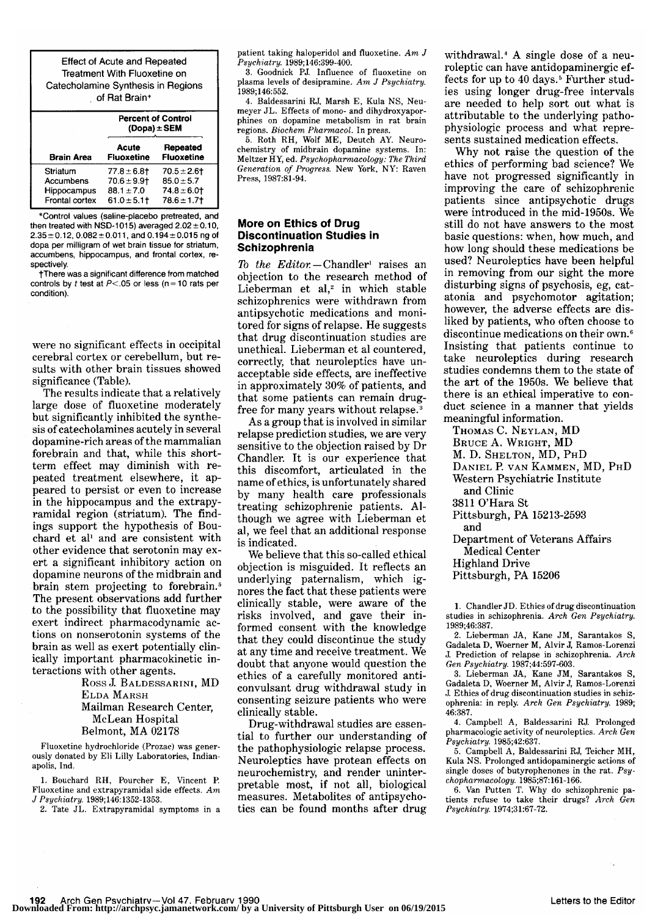Effect of Acute and Repeated Treatment With Fluoxetine on Catecholamine Synthesis in Regions of Rat Brain*

| Brain Area | Percent of Control (Dopa) ± SEM | |
|---|---|---|
| | Acute Fluoxetine | Repeated Fluoxetine |
| Striatum | 77.8 ± 6.8† | 70.5 ± 2.6† |
| Accumbens | 70.6 ± 9.9† | 85.0 ± 5.7 |
| Hippocampus | 88.1 ± 7.0 | 74.8 ± 6.0† |
| Frontal cortex | 61.0 ± 5.1† | 78.6 ± 1.7† |

*Control values (saline-placebo pretreated, and then treated with NSD-1015) averaged 2.02 ± 0.10, 2.35 ± 0.12, 0.082 ± 0.011, and 0.194 ± 0.015 ng of dopa per milligram of wet brain tissue for striatum, accumbens, hippocampus, and frontal cortex, respectively.

†There was a significant difference from matched controls by *t* test at $P < .05$ or less ($n = 10$ rats per condition).

were no significant effects in occipital cerebral cortex or cerebellum, but results with other brain tissues showed significance (Table).

The results indicate that a relatively large dose of fluoxetine moderately but significantly inhibited the synthesis of catecholamines acutely in several dopamine-rich areas of the mammalian forebrain and that, while this short-term effect may diminish with repeated treatment elsewhere, it appeared to persist or even to increase in the hippocampus and the extrapyramidal region (striatum). The findings support the hypothesis of Bouchard et al[1] and are consistent with other evidence that serotonin may exert a significant inhibitory action on dopamine neurons of the midbrain and brain stem projecting to forebrain.[5] The present observations add further to the possibility that fluoxetine may exert indirect pharmacodynamic actions on nonserotonin systems of the brain as well as exert potentially clinically important pharmacokinetic interactions with other agents.

Ross J. Baldessarini, MD
Elda Marsh
Mailman Research Center, McLean Hospital
Belmont, MA 02178

Fluoxetine hydrochloride (Prozac) was generously donated by Eli Lilly Laboratories, Indianapolis, Ind.

1. Bouchard RH, Pourcher E, Vincent P. Fluoxetine and extrapyramidal side effects. *Am J Psychiatry.* 1989;146:1352-1353.
2. Tate JL. Extrapyramidal symptoms in a patient taking haloperidol and fluoxetine. *Am J Psychiatry.* 1989;146:399-400.
3. Goodnick PJ. Influence of fluoxetine on plasma levels of desipramine. *Am J Psychiatry.* 1989;146:552.
4. Baldessarini RJ, Marsh E, Kula NS, Neumeyer JL. Effects of mono- and dihydroxyaporphines on dopamine metabolism in rat brain regions. *Biochem Pharmacol.* In press.
5. Roth RH, Wolf ME, Deutch AY. Neurochemistry of midbrain dopamine systems. In: Meltzer HY, ed. *Psychopharmacology: The Third Generation of Progress.* New York, NY: Raven Press, 1987:81-94.

## More on Ethics of Drug Discontinuation Studies in Schizophrenia

*To the Editor.*—Chandler[1] raises an objection to the research method of Lieberman et al,[2] in which stable schizophrenics were withdrawn from antipsychotic medications and monitored for signs of relapse. He suggests that drug discontinuation studies are unethical. Lieberman et al countered, correctly, that neuroleptics have unacceptable side effects, are ineffective in approximately 30% of patients, and that some patients can remain drug-free for many years without relapse.[3]

As a group that is involved in similar relapse prediction studies, we are very sensitive to the objection raised by Dr Chandler. It is our experience that this discomfort, articulated in the name of ethics, is unfortunately shared by many health care professionals treating schizophrenic patients. Although we agree with Lieberman et al, we feel that an additional response is indicated.

We believe that this so-called ethical objection is misguided. It reflects an underlying paternalism, which ignores the fact that these patients were clinically stable, were aware of the risks involved, and gave their informed consent with the knowledge that they could discontinue the study at any time and receive treatment. We doubt that anyone would question the ethics of a carefully monitored anticonvulsant drug withdrawal study in consenting seizure patients who were clinically stable.

Drug-withdrawal studies are essential to further our understanding of the pathophysiologic relapse process. Neuroleptics have protean effects on neurochemistry, and render uninterpretable most, if not all, biological measures. Metabolites of antipsychotics can be found months after drug withdrawal.[4] A single dose of a neuroleptic can have antidopaminergic effects for up to 40 days.[5] Further studies using longer drug-free intervals are needed to help sort out what is attributable to the underlying pathophysiologic process and what represents sustained medication effects.

Why not raise the question of the ethics of performing bad science? We have not progressed significantly in improving the care of schizophrenic patients since antipsychotic drugs were introduced in the mid-1950s. We still do not have answers to the most basic questions: when, how much, and how long should these medications be used? Neuroleptics have been helpful in removing from our sight the more disturbing signs of psychosis, eg, catatonia and psychomotor agitation; however, the adverse effects are disliked by patients, who often choose to discontinue medications on their own.[6] Insisting that patients continue to take neuroleptics during research studies condemns them to the state of the art of the 1950s. We believe that there is an ethical imperative to conduct science in a manner that yields meaningful information.

Thomas C. Neylan, MD
Bruce A. Wright, MD
M. D. Shelton, MD, PhD
Daniel P. van Kammen, MD, PhD
Western Psychiatric Institute and Clinic
3811 O'Hara St
Pittsburgh, PA 15213-2593
and
Department of Veterans Affairs Medical Center
Highland Drive
Pittsburgh, PA 15206

1. Chandler JD. Ethics of drug discontinuation studies in schizophrenia. *Arch Gen Psychiatry.* 1989;46:387.
2. Lieberman JA, Kane JM, Sarantakos S, Gadaleta D, Woerner M, Alvir J, Ramos-Lorenzi J. Prediction of relapse in schizophrenia. *Arch Gen Psychiatry.* 1987;44:597-603.
3. Lieberman JA, Kane JM, Sarantakos S, Gadaleta D, Woerner M, Alvir J, Ramos-Lorenzi J. Ethics of drug discontinuation studies in schizophrenia: in reply. *Arch Gen Psychiatry.* 1989; 46:387.
4. Campbell A, Baldessarini RJ. Prolonged pharmacologic activity of neuroleptics. *Arch Gen Psychiatry.* 1985;42:637.
5. Campbell A, Baldessarini RJ, Teicher MH, Kula NS. Prolonged antidopaminergic actions of single doses of butyrophenones in the rat. *Psychopharmacology.* 1985;87:161-166.
6. Van Putten T. Why do schizophrenic patients refuse to take their drugs? *Arch Gen Psychiatry.* 1974;31:67-72.